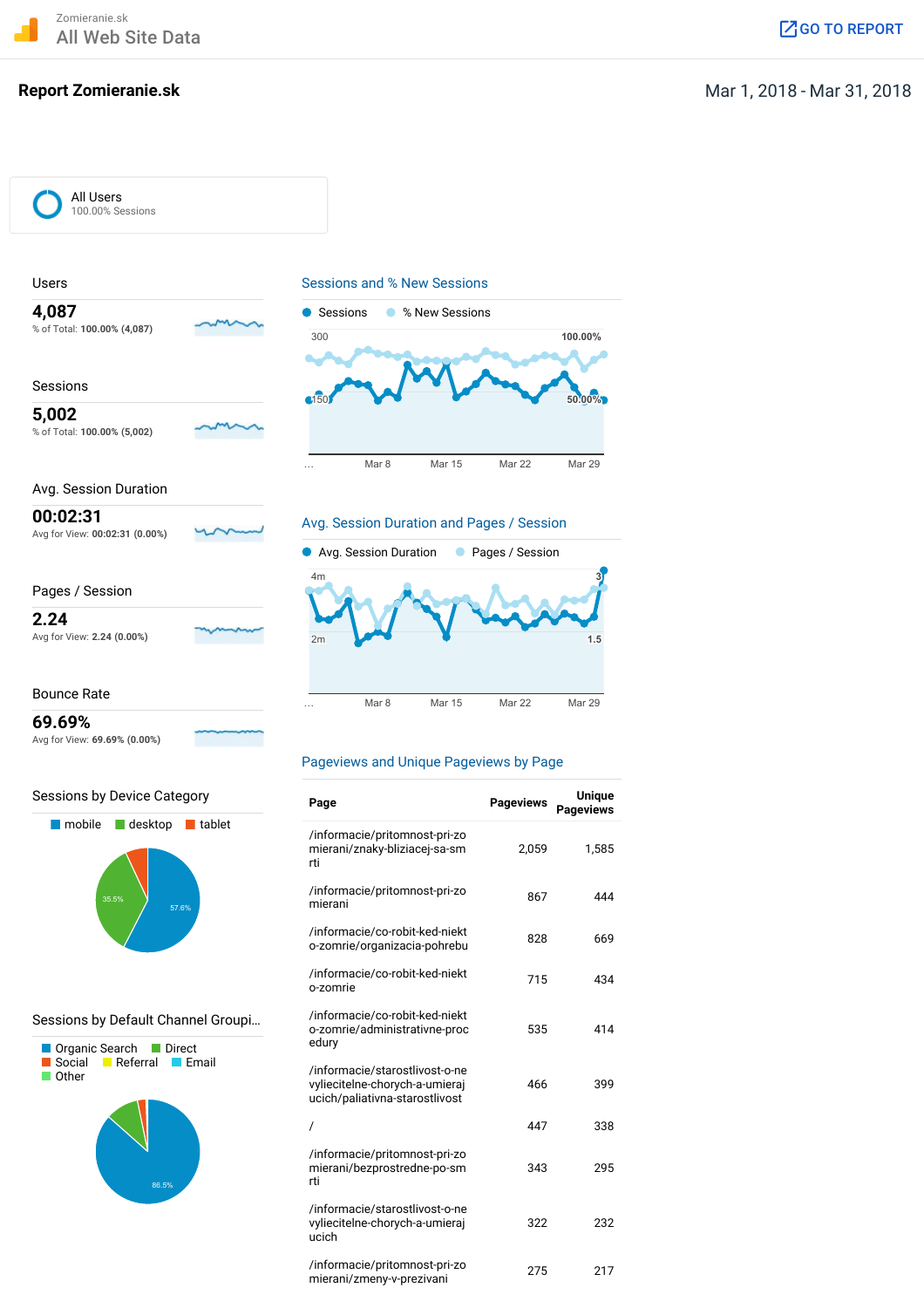Zomieranie.sk

All Web Site Data

GO TO REPORT

# Report Zomieranie.sk

Mar 1, 2018 - Mar 31, 2018

All Users
100.00% Sessions

## Users

**4,087**
% of Total: **100.00% (4,087)**

## Sessions

**5,002**
% of Total: **100.00% (5,002)**

## Avg. Session Duration

**00:02:31**
Avg for View: **00:02:31 (0.00%)**

## Pages / Session

**2.24**
Avg for View: **2.24 (0.00%)**

## Bounce Rate

**69.69%**
Avg for View: **69.69% (0.00%)**

## Sessions and % New Sessions

Sessions · % New Sessions

300 · 150 · 100.00% · 50.00%

... Mar 8 · Mar 15 · Mar 22 · Mar 29

## Avg. Session Duration and Pages / Session

Avg. Session Duration · Pages / Session

4m · 2m · 3 · 1.5

... Mar 8 · Mar 15 · Mar 22 · Mar 29

## Sessions by Device Category

mobile · desktop · tablet

57.6% · 35.5%

## Sessions by Default Channel Groupi...

Organic Search · Direct · Social · Referral · Email · Other

86.5%

## Pageviews and Unique Pageviews by Page

| Page | Pageviews | Unique Pageviews |
|---|---|---|
| /informacie/pritomnost-pri-zomierani/znaky-bliziacej-sa-smrti | 2,059 | 1,585 |
| /informacie/pritomnost-pri-zomierani | 867 | 444 |
| /informacie/co-robit-ked-niekto-zomrie/organizacia-pohrebu | 828 | 669 |
| /informacie/co-robit-ked-niekto-zomrie | 715 | 434 |
| /informacie/co-robit-ked-niekto-zomrie/administrativne-procedury | 535 | 414 |
| /informacie/starostlivost-o-nevyliecitelne-chorych-a-umierajucich/paliativna-starostlivost | 466 | 399 |
| / | 447 | 338 |
| /informacie/pritomnost-pri-zomierani/bezprostredne-po-smrti | 343 | 295 |
| /informacie/starostlivost-o-nevyliecitelne-chorych-a-umierajucich | 322 | 232 |
| /informacie/pritomnost-pri-zomierani/zmeny-v-prezivani | 275 | 217 |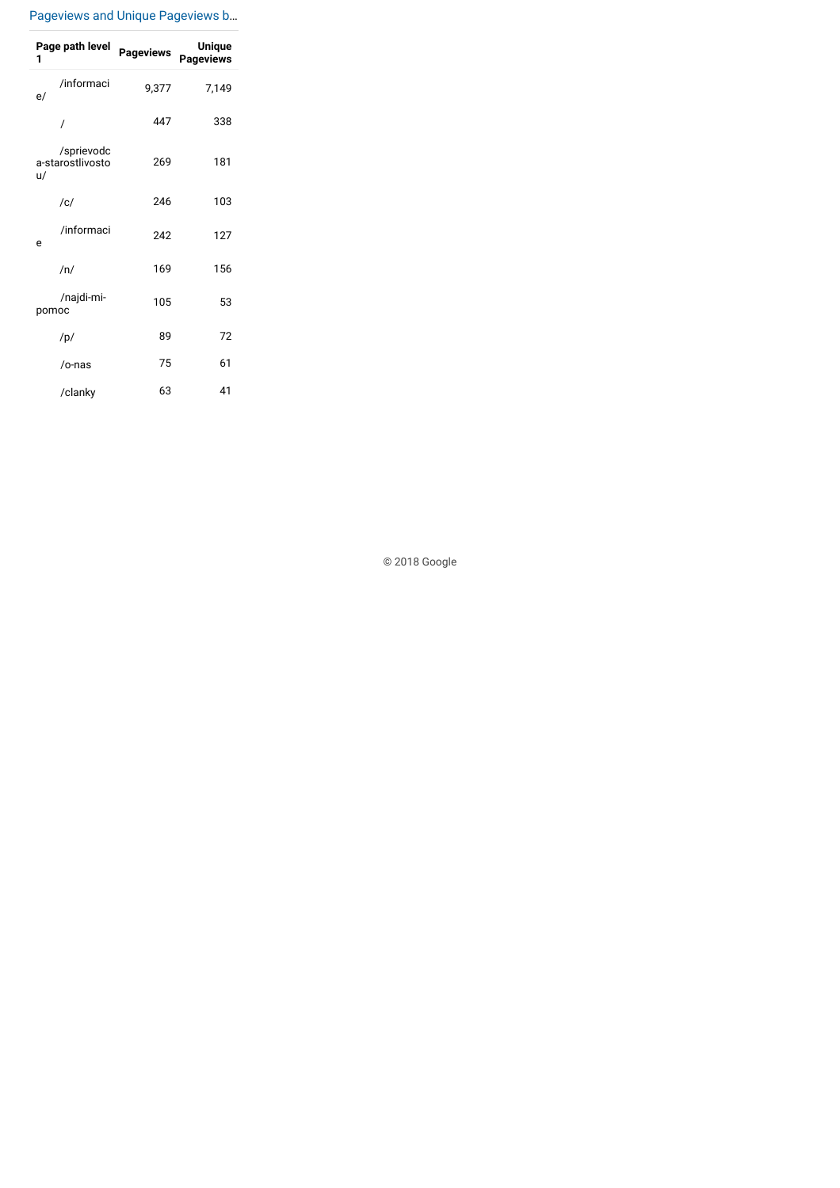Pageviews and Unique Pageviews b...

| Page path level 1 | Pageviews | Unique Pageviews |
| --- | --- | --- |
| /informacie/ | 9,377 | 7,149 |
| / | 447 | 338 |
| /sprievodca-starostlivostou/ | 269 | 181 |
| /c/ | 246 | 103 |
| /informacie | 242 | 127 |
| /n/ | 169 | 156 |
| /najdi-mi-pomoc | 105 | 53 |
| /p/ | 89 | 72 |
| /o-nas | 75 | 61 |
| /clanky | 63 | 41 |

© 2018 Google